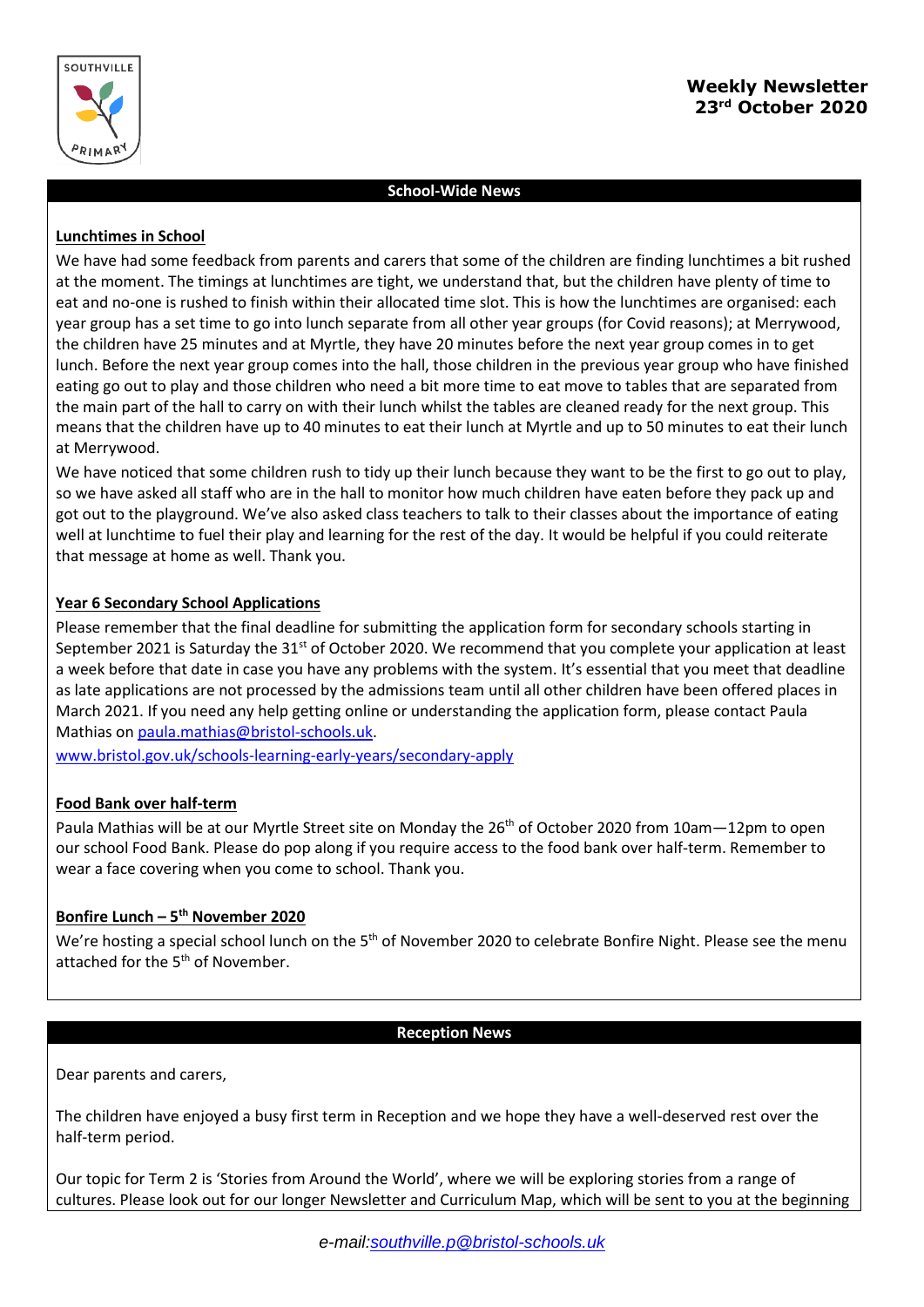SOUTHVILLE PRIMARY

# Weekly Newsletter
# 23rd October 2020

## School-Wide News

**Lunchtimes in School**

We have had some feedback from parents and carers that some of the children are finding lunchtimes a bit rushed at the moment. The timings at lunchtimes are tight, we understand that, but the children have plenty of time to eat and no-one is rushed to finish within their allocated time slot. This is how the lunchtimes are organised: each year group has a set time to go into lunch separate from all other year groups (for Covid reasons); at Merrywood, the children have 25 minutes and at Myrtle, they have 20 minutes before the next year group comes in to get lunch. Before the next year group comes into the hall, those children in the previous year group who have finished eating go out to play and those children who need a bit more time to eat move to tables that are separated from the main part of the hall to carry on with their lunch whilst the tables are cleaned ready for the next group. This means that the children have up to 40 minutes to eat their lunch at Myrtle and up to 50 minutes to eat their lunch at Merrywood.

We have noticed that some children rush to tidy up their lunch because they want to be the first to go out to play, so we have asked all staff who are in the hall to monitor how much children have eaten before they pack up and got out to the playground. We've also asked class teachers to talk to their classes about the importance of eating well at lunchtime to fuel their play and learning for the rest of the day. It would be helpful if you could reiterate that message at home as well. Thank you.

**Year 6 Secondary School Applications**

Please remember that the final deadline for submitting the application form for secondary schools starting in September 2021 is Saturday the 31st of October 2020. We recommend that you complete your application at least a week before that date in case you have any problems with the system. It's essential that you meet that deadline as late applications are not processed by the admissions team until all other children have been offered places in March 2021. If you need any help getting online or understanding the application form, please contact Paula Mathias on paula.mathias@bristol-schools.uk.

www.bristol.gov.uk/schools-learning-early-years/secondary-apply

**Food Bank over half-term**

Paula Mathias will be at our Myrtle Street site on Monday the 26th of October 2020 from 10am—12pm to open our school Food Bank. Please do pop along if you require access to the food bank over half-term. Remember to wear a face covering when you come to school. Thank you.

**Bonfire Lunch – 5th November 2020**

We're hosting a special school lunch on the 5th of November 2020 to celebrate Bonfire Night. Please see the menu attached for the 5th of November.

## Reception News

Dear parents and carers,

The children have enjoyed a busy first term in Reception and we hope they have a well-deserved rest over the half-term period.

Our topic for Term 2 is 'Stories from Around the World', where we will be exploring stories from a range of cultures. Please look out for our longer Newsletter and Curriculum Map, which will be sent to you at the beginning

e-mail: southville.p@bristol-schools.uk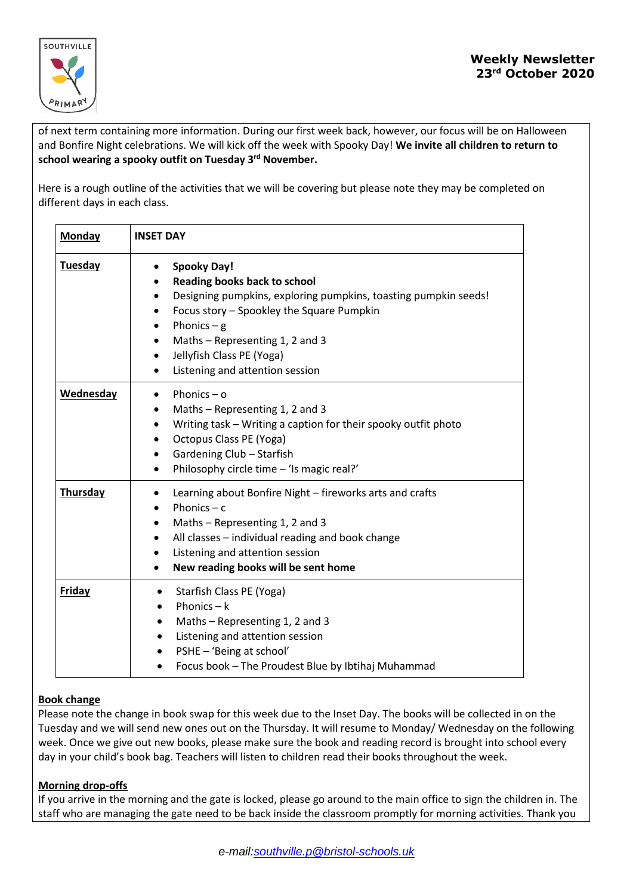of next term containing more information. During our first week back, however, our focus will be on Halloween and Bonfire Night celebrations. We will kick off the week with Spooky Day! **We invite all children to return to school wearing a spooky outfit on Tuesday 3rd November.**

Here is a rough outline of the activities that we will be covering but please note they may be completed on different days in each class.

| **Monday** | **INSET DAY** |
|---|---|
| **Tuesday** | • **Spooky Day!**<br>• **Reading books back to school**<br>• Designing pumpkins, exploring pumpkins, toasting pumpkin seeds!<br>• Focus story – Spookley the Square Pumpkin<br>• Phonics – g<br>• Maths – Representing 1, 2 and 3<br>• Jellyfish Class PE (Yoga)<br>• Listening and attention session |
| **Wednesday** | • Phonics – o<br>• Maths – Representing 1, 2 and 3<br>• Writing task – Writing a caption for their spooky outfit photo<br>• Octopus Class PE (Yoga)<br>• Gardening Club – Starfish<br>• Philosophy circle time – 'Is magic real?' |
| **Thursday** | • Learning about Bonfire Night – fireworks arts and crafts<br>• Phonics – c<br>• Maths – Representing 1, 2 and 3<br>• All classes – individual reading and book change<br>• Listening and attention session<br>• **New reading books will be sent home** |
| **Friday** | • Starfish Class PE (Yoga)<br>• Phonics – k<br>• Maths – Representing 1, 2 and 3<br>• Listening and attention session<br>• PSHE – 'Being at school'<br>• Focus book – The Proudest Blue by Ibtihaj Muhammad |

**Book change**

Please note the change in book swap for this week due to the Inset Day. The books will be collected in on the Tuesday and we will send new ones out on the Thursday. It will resume to Monday/ Wednesday on the following week. Once we give out new books, please make sure the book and reading record is brought into school every day in your child's book bag. Teachers will listen to children read their books throughout the week.

**Morning drop-offs**

If you arrive in the morning and the gate is locked, please go around to the main office to sign the children in. The staff who are managing the gate need to be back inside the classroom promptly for morning activities. Thank you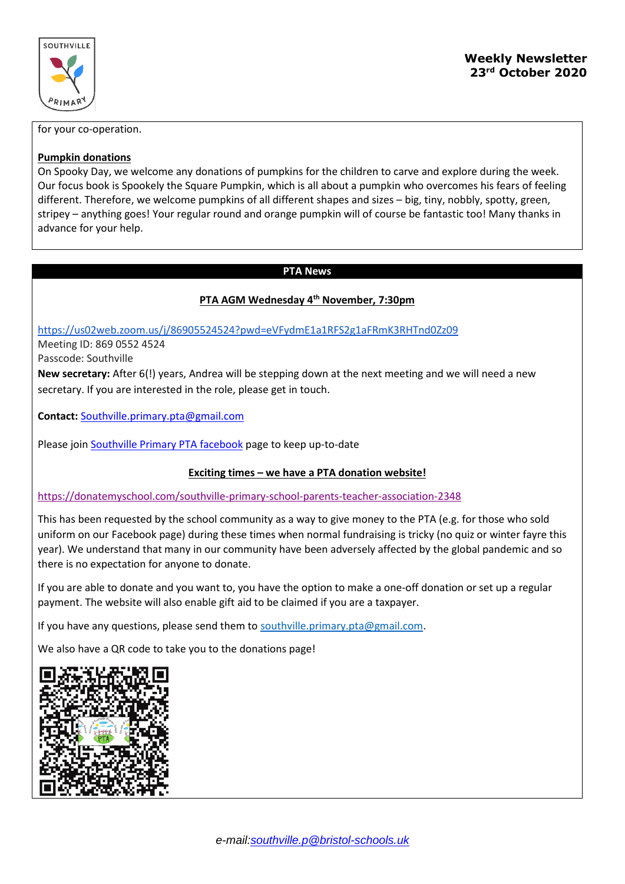for your co-operation.

**Pumpkin donations**

On Spooky Day, we welcome any donations of pumpkins for the children to carve and explore during the week. Our focus book is Spookely the Square Pumpkin, which is all about a pumpkin who overcomes his fears of feeling different. Therefore, we welcome pumpkins of all different shapes and sizes – big, tiny, nobbly, spotty, green, stripey – anything goes! Your regular round and orange pumpkin will of course be fantastic too! Many thanks in advance for your help.

## PTA News

**PTA AGM Wednesday 4th November, 7:30pm**

https://us02web.zoom.us/j/86905524524?pwd=eVFydmE1a1RFS2g1aFRmK3RHTnd0Zz09

Meeting ID: 869 0552 4524

Passcode: Southville

**New secretary:** After 6(!) years, Andrea will be stepping down at the next meeting and we will need a new secretary. If you are interested in the role, please get in touch.

**Contact:** Southville.primary.pta@gmail.com

Please join Southville Primary PTA facebook page to keep up-to-date

**Exciting times – we have a PTA donation website!**

https://donatemyschool.com/southville-primary-school-parents-teacher-association-2348

This has been requested by the school community as a way to give money to the PTA (e.g. for those who sold uniform on our Facebook page) during these times when normal fundraising is tricky (no quiz or winter fayre this year). We understand that many in our community have been adversely affected by the global pandemic and so there is no expectation for anyone to donate.

If you are able to donate and you want to, you have the option to make a one-off donation or set up a regular payment. The website will also enable gift aid to be claimed if you are a taxpayer.

If you have any questions, please send them to southville.primary.pta@gmail.com.

We also have a QR code to take you to the donations page!